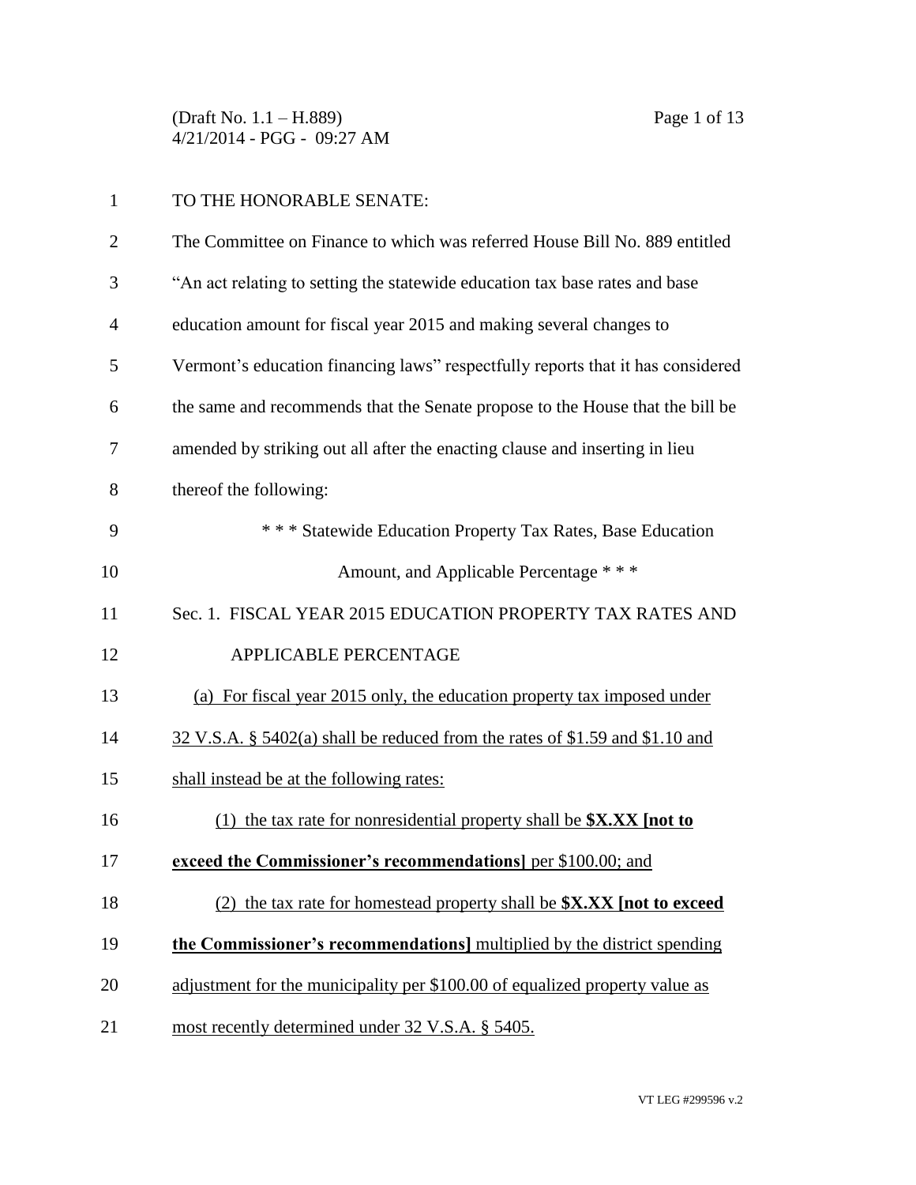TO THE HONORABLE SENATE:

The Committee on Finance to which was referred House Bill No. 889 entitled "An act relating to setting the statewide education tax base rates and base education amount for fiscal year 2015 and making several changes to Vermont's education financing laws" respectfully reports that it has considered the same and recommends that the Senate propose to the House that the bill be amended by striking out all after the enacting clause and inserting in lieu thereof the following:

\* \* \* Statewide Education Property Tax Rates, Base Education Amount, and Applicable Percentage \* \* \*

Sec. 1. FISCAL YEAR 2015 EDUCATION PROPERTY TAX RATES AND APPLICABLE PERCENTAGE

<u>(a) For fiscal year 2015 only, the education property tax imposed under 32 V.S.A. § 5402(a) shall be reduced from the rates of $1.59 and $1.10 and shall instead be at the following rates:</u>

<u>(1) the tax rate for nonresidential property shall be **$X.XX [not to exceed the Commissioner's recommendations]** per $100.00; and</u>

<u>(2) the tax rate for homestead property shall be **$X.XX [not to exceed the Commissioner's recommendations]** multiplied by the district spending adjustment for the municipality per $100.00 of equalized property value as most recently determined under 32 V.S.A. § 5405.</u>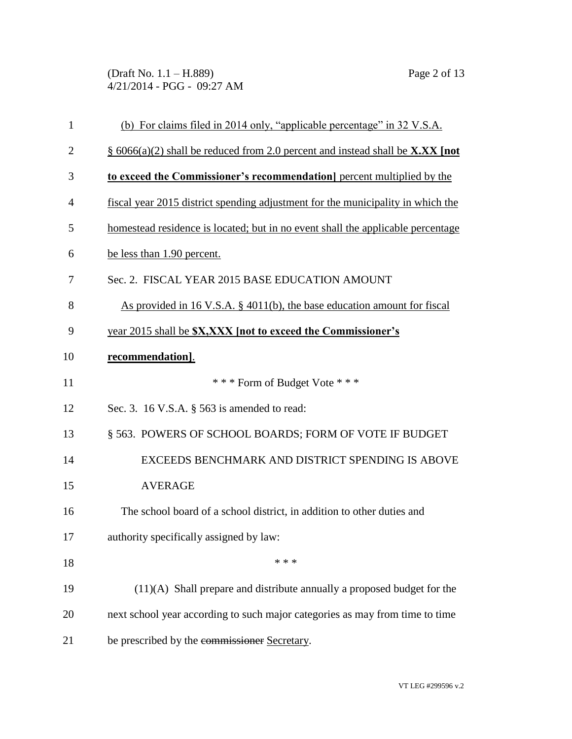(b) For claims filed in 2014 only, "applicable percentage" in 32 V.S.A. § 6066(a)(2) shall be reduced from 2.0 percent and instead shall be **X.XX [not to exceed the Commissioner's recommendation]** percent multiplied by the fiscal year 2015 district spending adjustment for the municipality in which the homestead residence is located; but in no event shall the applicable percentage be less than 1.90 percent.

Sec. 2. FISCAL YEAR 2015 BASE EDUCATION AMOUNT

As provided in 16 V.S.A. § 4011(b), the base education amount for fiscal year 2015 shall be **$X,XXX [not to exceed the Commissioner's recommendation]**.

\* \* \* Form of Budget Vote \* \* \*

Sec. 3. 16 V.S.A. § 563 is amended to read:

§ 563. POWERS OF SCHOOL BOARDS; FORM OF VOTE IF BUDGET EXCEEDS BENCHMARK AND DISTRICT SPENDING IS ABOVE AVERAGE

The school board of a school district, in addition to other duties and authority specifically assigned by law:

\* \* \*

(11)(A) Shall prepare and distribute annually a proposed budget for the next school year according to such major categories as may from time to time be prescribed by the ~~commissioner~~ Secretary.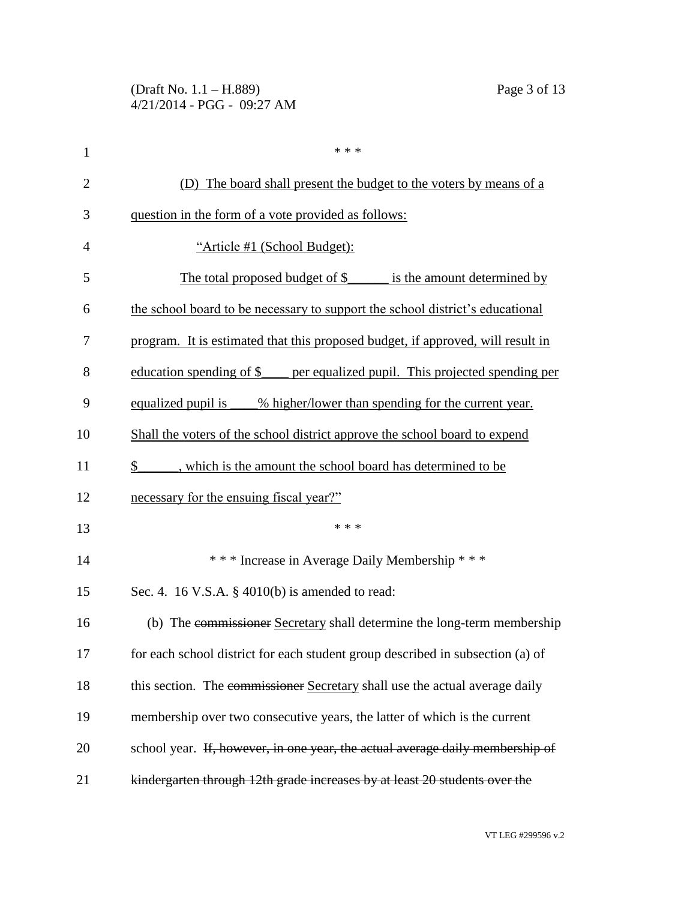\* \* \*

(D) The board shall present the budget to the voters by means of a question in the form of a vote provided as follows:

"Article #1 (School Budget):

The total proposed budget of $______ is the amount determined by the school board to be necessary to support the school district's educational program. It is estimated that this proposed budget, if approved, will result in education spending of $____ per equalized pupil. This projected spending per equalized pupil is ____% higher/lower than spending for the current year. Shall the voters of the school district approve the school board to expend $______, which is the amount the school board has determined to be necessary for the ensuing fiscal year?"

\* \* \*

\* \* \* Increase in Average Daily Membership \* \* \*

Sec. 4. 16 V.S.A. § 4010(b) is amended to read:

(b) The ~~commissioner~~ Secretary shall determine the long-term membership for each school district for each student group described in subsection (a) of this section. The ~~commissioner~~ Secretary shall use the actual average daily membership over two consecutive years, the latter of which is the current school year. ~~If, however, in one year, the actual average daily membership of kindergarten through 12th grade increases by at least 20 students over the~~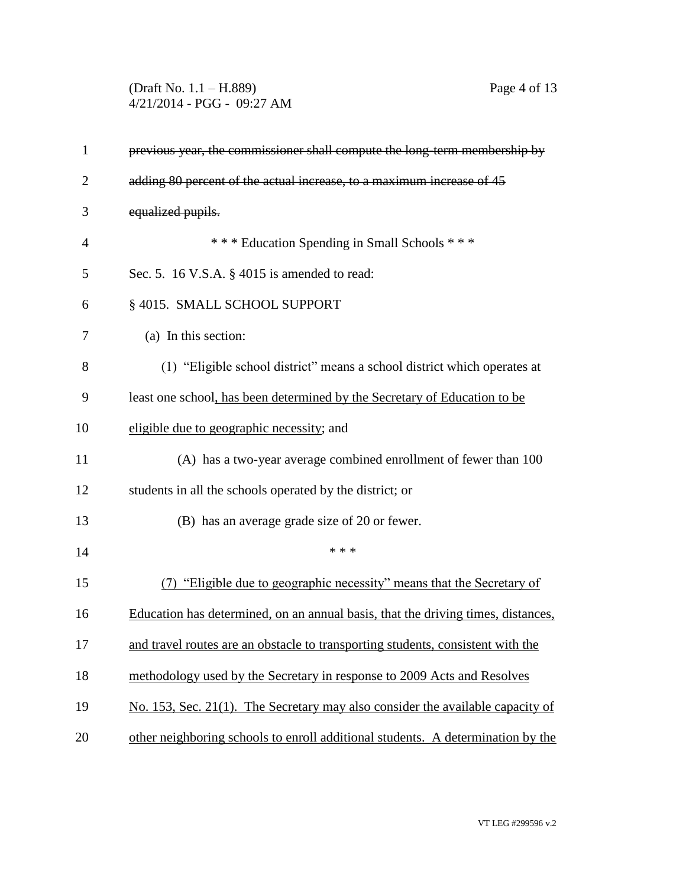~~previous year, the commissioner shall compute the long-term membership by adding 80 percent of the actual increase, to a maximum increase of 45 equalized pupils.~~

\* \* \* Education Spending in Small Schools \* \* \*

Sec. 5. 16 V.S.A. § 4015 is amended to read:

§ 4015. SMALL SCHOOL SUPPORT

(a) In this section:

(1) "Eligible school district" means a school district which operates at least one school<u>, has been determined by the Secretary of Education to be eligible due to geographic necessity</u>; and

(A) has a two-year average combined enrollment of fewer than 100 students in all the schools operated by the district; or

(B) has an average grade size of 20 or fewer.

\* \* \*

<u>(7) "Eligible due to geographic necessity" means that the Secretary of Education has determined, on an annual basis, that the driving times, distances, and travel routes are an obstacle to transporting students, consistent with the methodology used by the Secretary in response to 2009 Acts and Resolves No. 153, Sec. 21(1). The Secretary may also consider the available capacity of other neighboring schools to enroll additional students. A determination by the</u>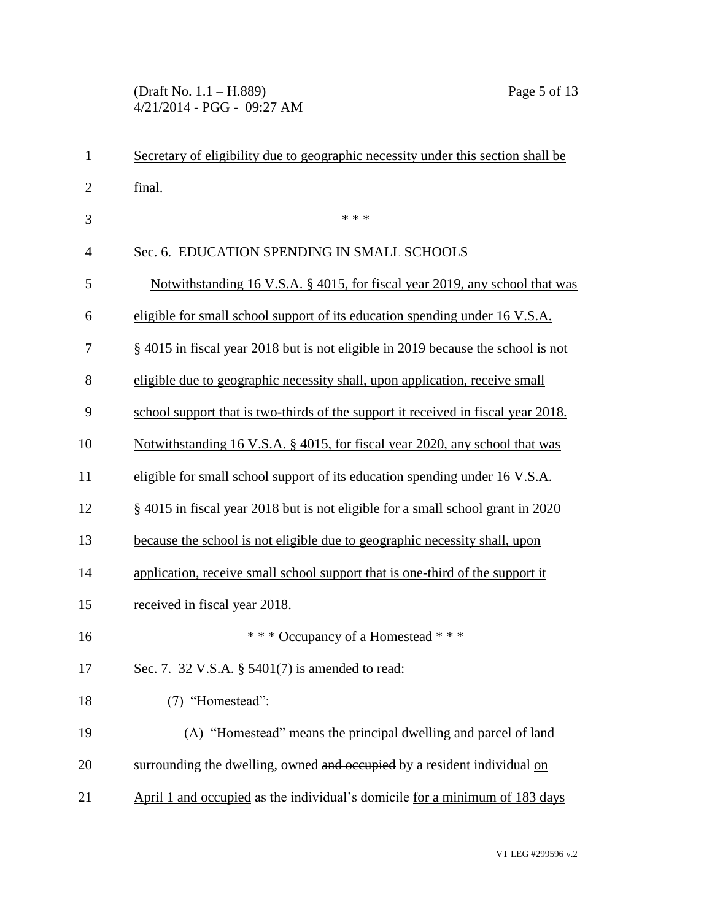Secretary of eligibility due to geographic necessity under this section shall be final.

\* \* \*

Sec. 6. EDUCATION SPENDING IN SMALL SCHOOLS

Notwithstanding 16 V.S.A. § 4015, for fiscal year 2019, any school that was eligible for small school support of its education spending under 16 V.S.A. § 4015 in fiscal year 2018 but is not eligible in 2019 because the school is not eligible due to geographic necessity shall, upon application, receive small school support that is two-thirds of the support it received in fiscal year 2018. Notwithstanding 16 V.S.A. § 4015, for fiscal year 2020, any school that was eligible for small school support of its education spending under 16 V.S.A. § 4015 in fiscal year 2018 but is not eligible for a small school grant in 2020 because the school is not eligible due to geographic necessity shall, upon application, receive small school support that is one-third of the support it received in fiscal year 2018.

\* \* \* Occupancy of a Homestead \* \* \*

Sec. 7. 32 V.S.A. § 5401(7) is amended to read:

(7) "Homestead":

(A) "Homestead" means the principal dwelling and parcel of land surrounding the dwelling, owned ~~and occupied~~ by a resident individual on April 1 and occupied as the individual's domicile for a minimum of 183 days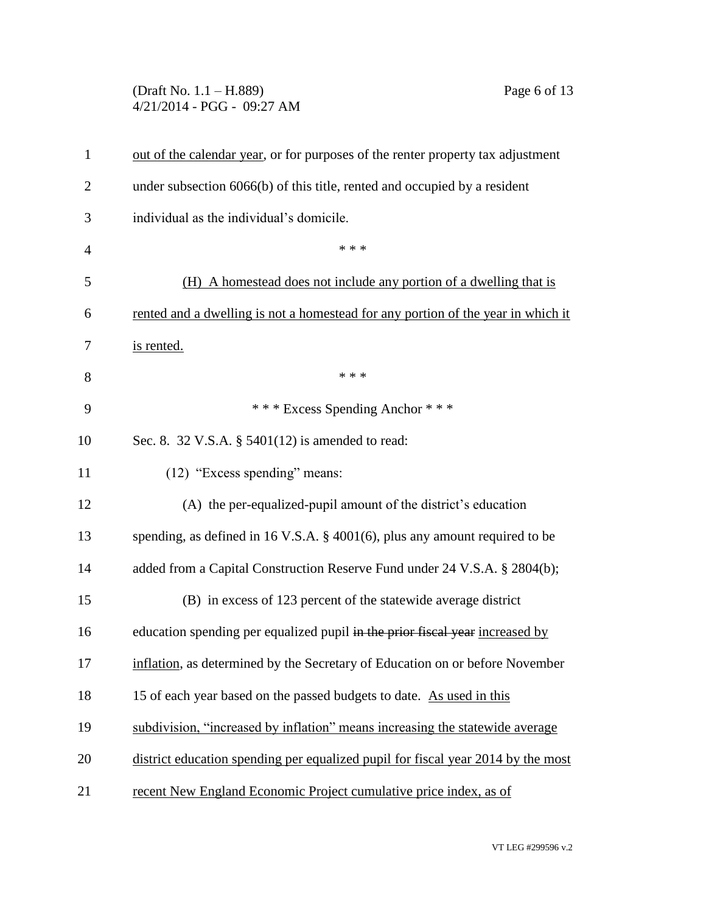out of the calendar year, or for purposes of the renter property tax adjustment under subsection 6066(b) of this title, rented and occupied by a resident individual as the individual's domicile.

\* \* \*

(H) A homestead does not include any portion of a dwelling that is rented and a dwelling is not a homestead for any portion of the year in which it is rented.

\* \* \*

\* \* \* Excess Spending Anchor \* \* \*

Sec. 8. 32 V.S.A. § 5401(12) is amended to read:

(12) "Excess spending" means:

(A) the per-equalized-pupil amount of the district's education spending, as defined in 16 V.S.A. § 4001(6), plus any amount required to be added from a Capital Construction Reserve Fund under 24 V.S.A. § 2804(b);

(B) in excess of 123 percent of the statewide average district education spending per equalized pupil ~~in the prior fiscal year~~ increased by inflation, as determined by the Secretary of Education on or before November 15 of each year based on the passed budgets to date. As used in this subdivision, "increased by inflation" means increasing the statewide average district education spending per equalized pupil for fiscal year 2014 by the most recent New England Economic Project cumulative price index, as of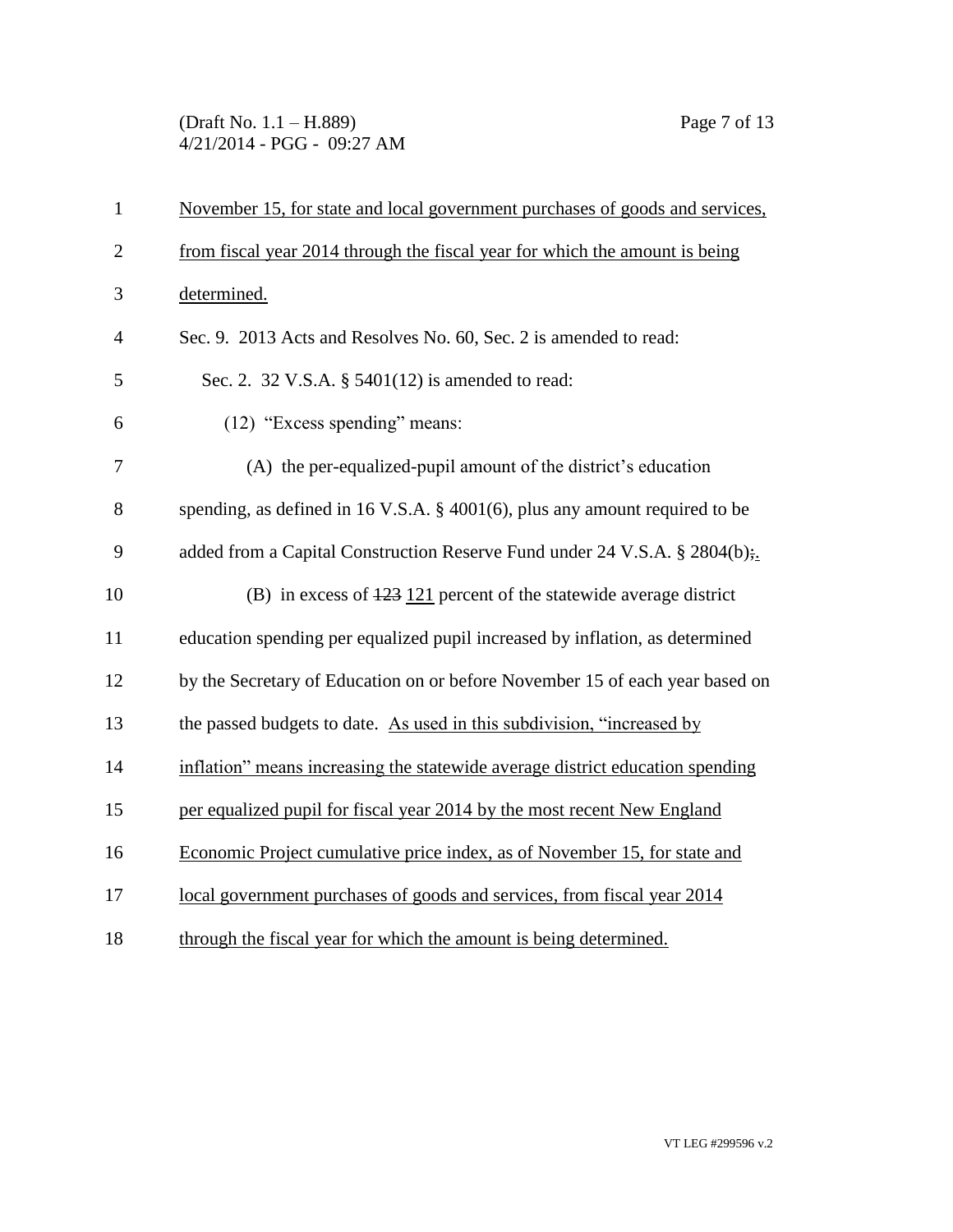November 15, for state and local government purchases of goods and services, from fiscal year 2014 through the fiscal year for which the amount is being determined.

Sec. 9. 2013 Acts and Resolves No. 60, Sec. 2 is amended to read:

Sec. 2. 32 V.S.A. § 5401(12) is amended to read:

(12) "Excess spending" means:

(A) the per-equalized-pupil amount of the district's education spending, as defined in 16 V.S.A. § 4001(6), plus any amount required to be added from a Capital Construction Reserve Fund under 24 V.S.A. § 2804(b);.

(B) in excess of ~~123~~ 121 percent of the statewide average district education spending per equalized pupil increased by inflation, as determined by the Secretary of Education on or before November 15 of each year based on the passed budgets to date. As used in this subdivision, "increased by inflation" means increasing the statewide average district education spending per equalized pupil for fiscal year 2014 by the most recent New England Economic Project cumulative price index, as of November 15, for state and local government purchases of goods and services, from fiscal year 2014 through the fiscal year for which the amount is being determined.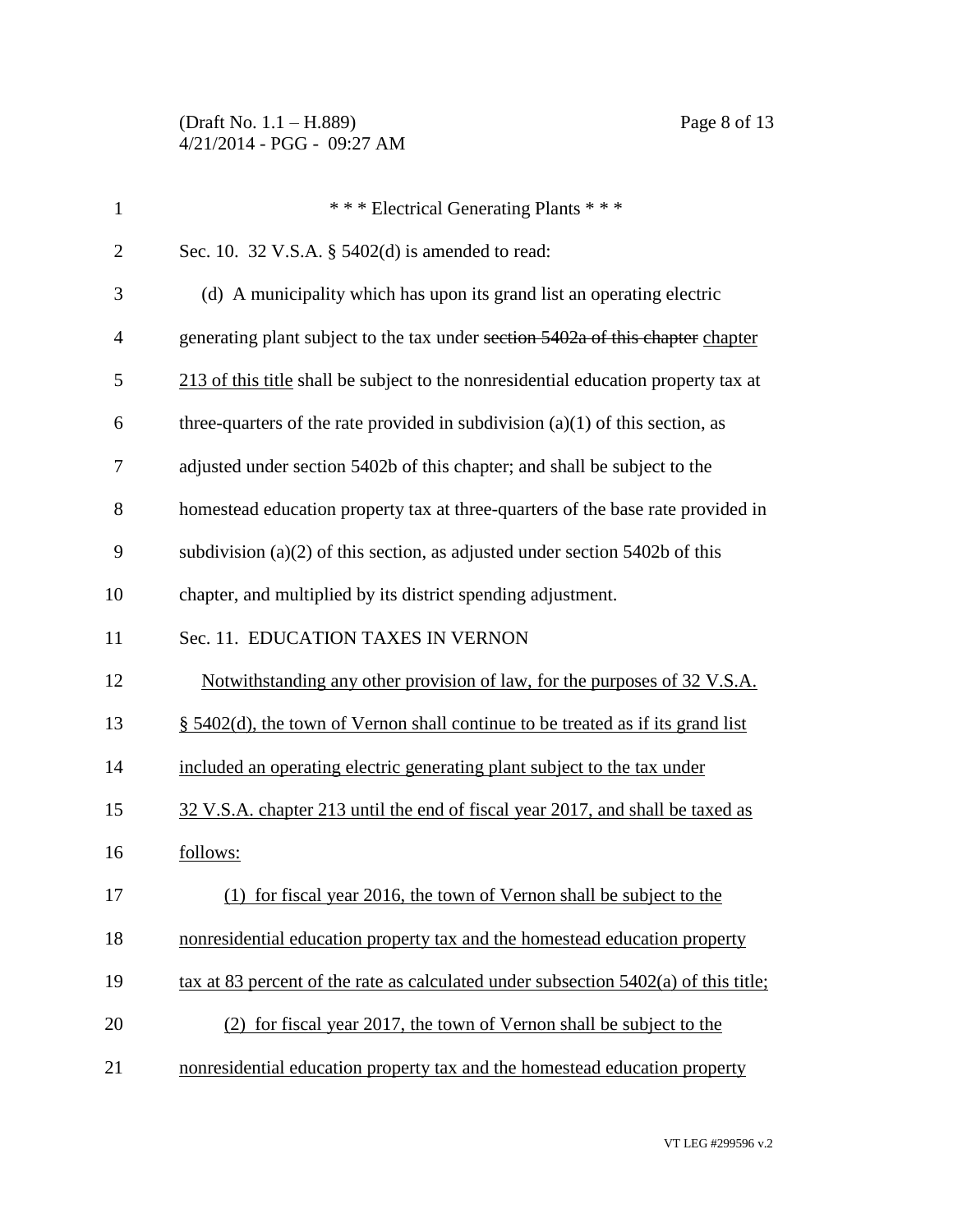\* \* \* Electrical Generating Plants \* \* \*

Sec. 10. 32 V.S.A. § 5402(d) is amended to read:

(d) A municipality which has upon its grand list an operating electric generating plant subject to the tax under ~~section 5402a of this chapter~~ <u>chapter 213 of this title</u> shall be subject to the nonresidential education property tax at three-quarters of the rate provided in subdivision (a)(1) of this section, as adjusted under section 5402b of this chapter; and shall be subject to the homestead education property tax at three-quarters of the base rate provided in subdivision (a)(2) of this section, as adjusted under section 5402b of this chapter, and multiplied by its district spending adjustment.

Sec. 11. EDUCATION TAXES IN VERNON

<u>Notwithstanding any other provision of law, for the purposes of 32 V.S.A. § 5402(d), the town of Vernon shall continue to be treated as if its grand list included an operating electric generating plant subject to the tax under 32 V.S.A. chapter 213 until the end of fiscal year 2017, and shall be taxed as follows:</u>

<u>(1) for fiscal year 2016, the town of Vernon shall be subject to the nonresidential education property tax and the homestead education property tax at 83 percent of the rate as calculated under subsection 5402(a) of this title;</u>

<u>(2) for fiscal year 2017, the town of Vernon shall be subject to the nonresidential education property tax and the homestead education property</u>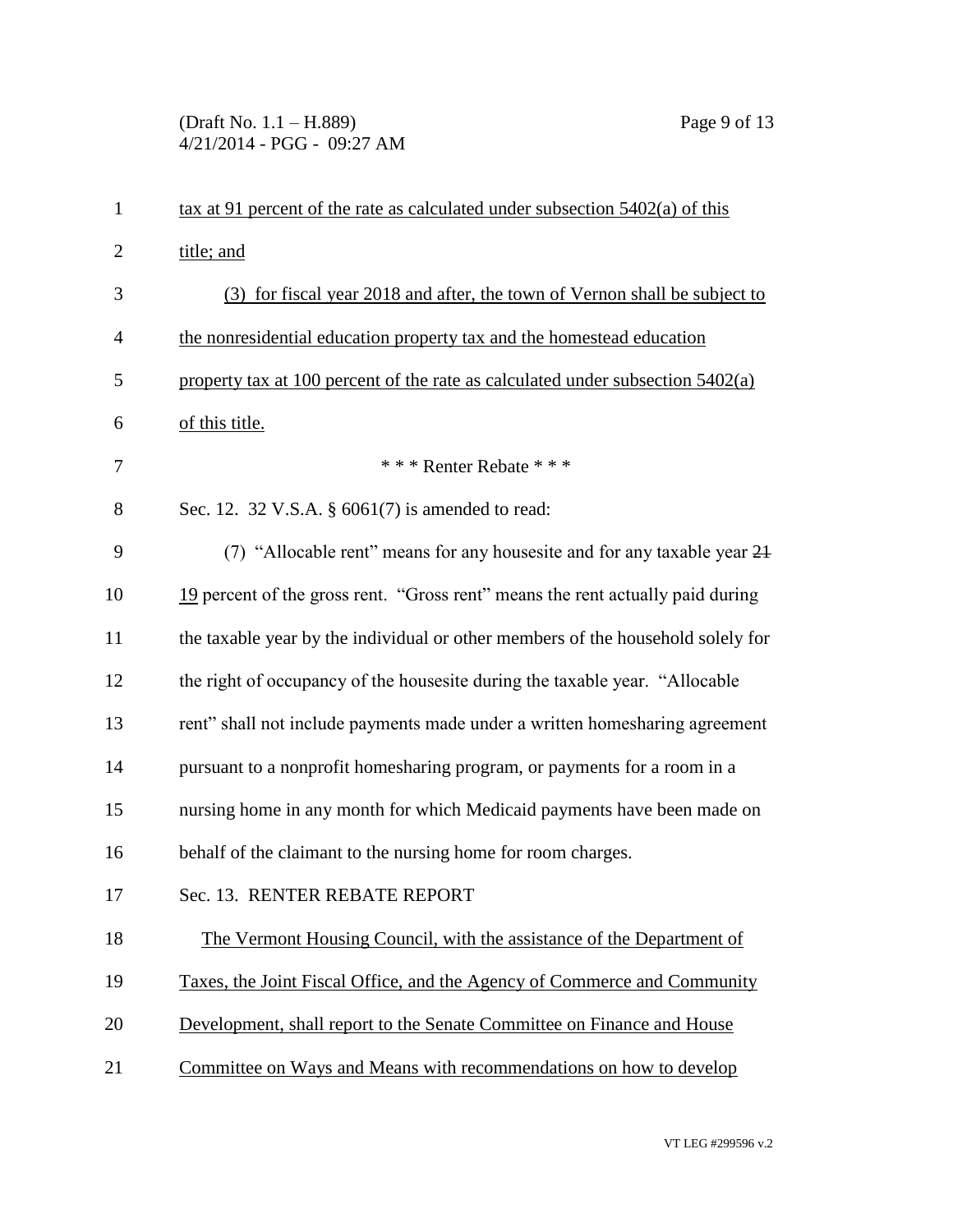tax at 91 percent of the rate as calculated under subsection 5402(a) of this title; and

(3) for fiscal year 2018 and after, the town of Vernon shall be subject to the nonresidential education property tax and the homestead education property tax at 100 percent of the rate as calculated under subsection 5402(a) of this title.

\* \* \* Renter Rebate \* \* \*

Sec. 12. 32 V.S.A. § 6061(7) is amended to read:

(7) "Allocable rent" means for any housesite and for any taxable year ~~21~~ 19 percent of the gross rent. "Gross rent" means the rent actually paid during the taxable year by the individual or other members of the household solely for the right of occupancy of the housesite during the taxable year. "Allocable rent" shall not include payments made under a written homesharing agreement pursuant to a nonprofit homesharing program, or payments for a room in a nursing home in any month for which Medicaid payments have been made on behalf of the claimant to the nursing home for room charges.

Sec. 13. RENTER REBATE REPORT

The Vermont Housing Council, with the assistance of the Department of Taxes, the Joint Fiscal Office, and the Agency of Commerce and Community Development, shall report to the Senate Committee on Finance and House Committee on Ways and Means with recommendations on how to develop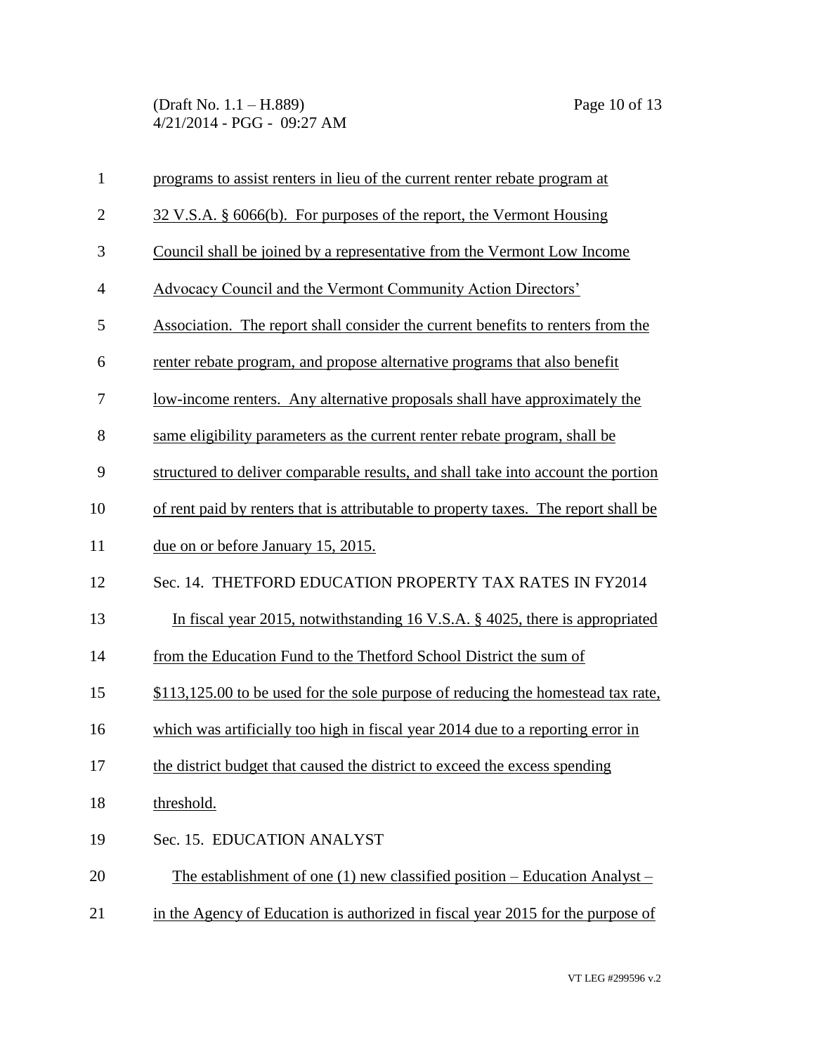programs to assist renters in lieu of the current renter rebate program at 32 V.S.A. § 6066(b). For purposes of the report, the Vermont Housing Council shall be joined by a representative from the Vermont Low Income Advocacy Council and the Vermont Community Action Directors' Association. The report shall consider the current benefits to renters from the renter rebate program, and propose alternative programs that also benefit low-income renters. Any alternative proposals shall have approximately the same eligibility parameters as the current renter rebate program, shall be structured to deliver comparable results, and shall take into account the portion of rent paid by renters that is attributable to property taxes. The report shall be due on or before January 15, 2015.

Sec. 14. THETFORD EDUCATION PROPERTY TAX RATES IN FY2014

In fiscal year 2015, notwithstanding 16 V.S.A. § 4025, there is appropriated from the Education Fund to the Thetford School District the sum of $113,125.00 to be used for the sole purpose of reducing the homestead tax rate, which was artificially too high in fiscal year 2014 due to a reporting error in the district budget that caused the district to exceed the excess spending threshold.

Sec. 15. EDUCATION ANALYST

The establishment of one (1) new classified position – Education Analyst – in the Agency of Education is authorized in fiscal year 2015 for the purpose of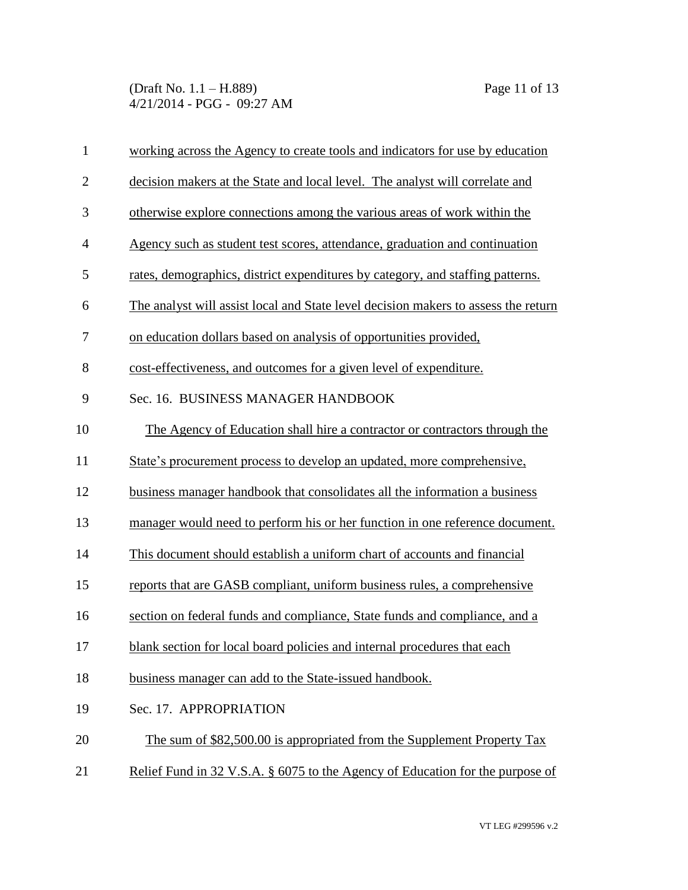working across the Agency to create tools and indicators for use by education decision makers at the State and local level. The analyst will correlate and otherwise explore connections among the various areas of work within the Agency such as student test scores, attendance, graduation and continuation rates, demographics, district expenditures by category, and staffing patterns. The analyst will assist local and State level decision makers to assess the return on education dollars based on analysis of opportunities provided, cost-effectiveness, and outcomes for a given level of expenditure.

Sec. 16. BUSINESS MANAGER HANDBOOK

The Agency of Education shall hire a contractor or contractors through the State's procurement process to develop an updated, more comprehensive, business manager handbook that consolidates all the information a business manager would need to perform his or her function in one reference document. This document should establish a uniform chart of accounts and financial reports that are GASB compliant, uniform business rules, a comprehensive section on federal funds and compliance, State funds and compliance, and a blank section for local board policies and internal procedures that each business manager can add to the State-issued handbook.

Sec. 17. APPROPRIATION

The sum of $82,500.00 is appropriated from the Supplement Property Tax Relief Fund in 32 V.S.A. § 6075 to the Agency of Education for the purpose of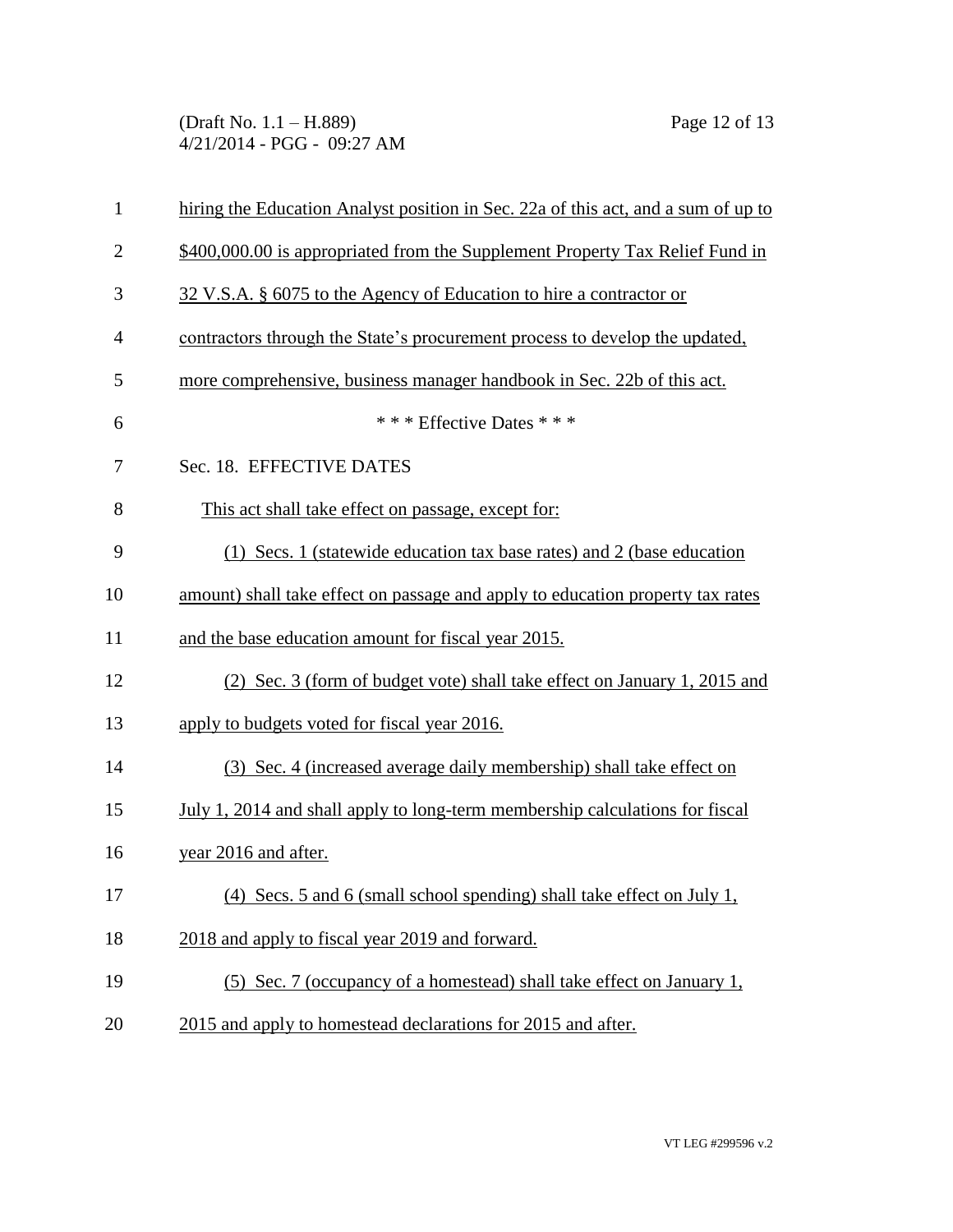hiring the Education Analyst position in Sec. 22a of this act, and a sum of up to $400,000.00 is appropriated from the Supplement Property Tax Relief Fund in 32 V.S.A. § 6075 to the Agency of Education to hire a contractor or contractors through the State's procurement process to develop the updated, more comprehensive, business manager handbook in Sec. 22b of this act.

*** Effective Dates ***

Sec. 18. EFFECTIVE DATES

This act shall take effect on passage, except for:

(1) Secs. 1 (statewide education tax base rates) and 2 (base education amount) shall take effect on passage and apply to education property tax rates and the base education amount for fiscal year 2015.

(2) Sec. 3 (form of budget vote) shall take effect on January 1, 2015 and apply to budgets voted for fiscal year 2016.

(3) Sec. 4 (increased average daily membership) shall take effect on July 1, 2014 and shall apply to long-term membership calculations for fiscal year 2016 and after.

(4) Secs. 5 and 6 (small school spending) shall take effect on July 1, 2018 and apply to fiscal year 2019 and forward.

(5) Sec. 7 (occupancy of a homestead) shall take effect on January 1, 2015 and apply to homestead declarations for 2015 and after.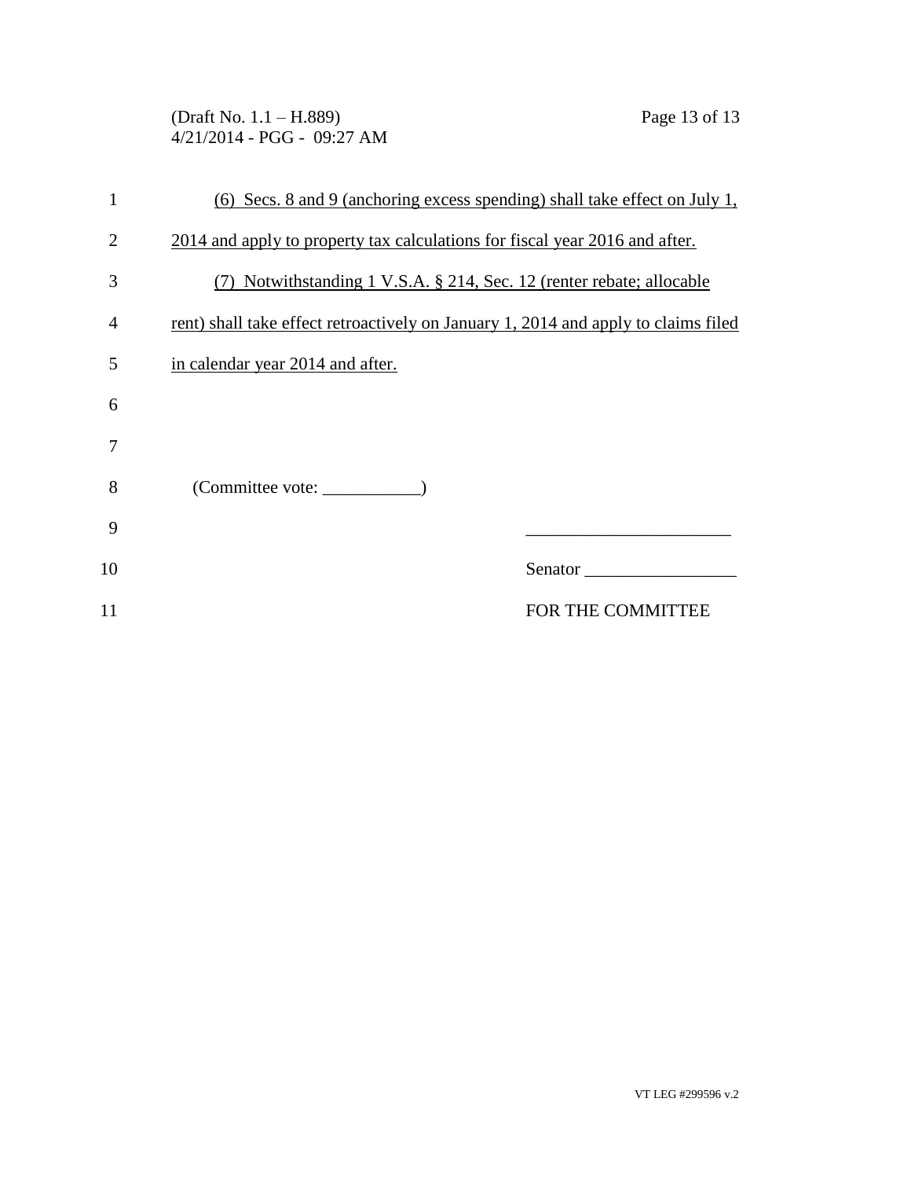(6) Secs. 8 and 9 (anchoring excess spending) shall take effect on July 1, 2014 and apply to property tax calculations for fiscal year 2016 and after.

(7) Notwithstanding 1 V.S.A. § 214, Sec. 12 (renter rebate; allocable rent) shall take effect retroactively on January 1, 2014 and apply to claims filed in calendar year 2014 and after.

(Committee vote: ___________)

_______________________

Senator _________________

FOR THE COMMITTEE